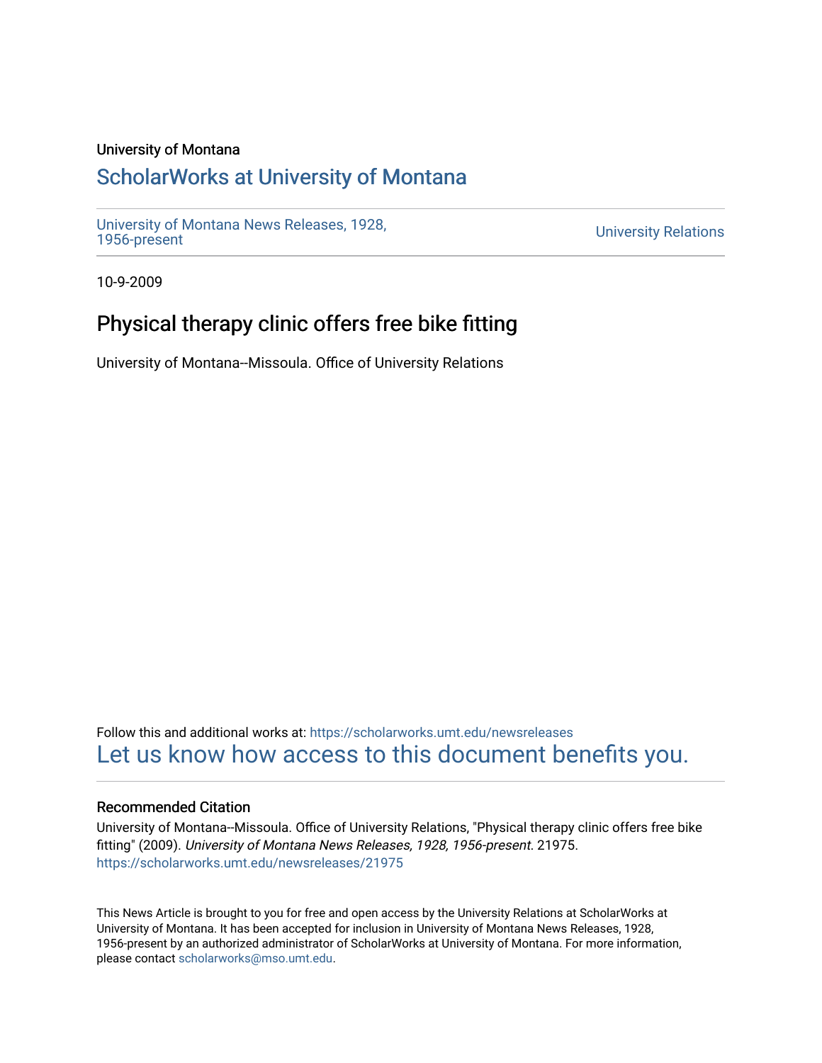University of Montana

# ScholarWorks at University of Montana

University of Montana News Releases, 1928, 1956-present

University Relations

10-9-2009

## Physical therapy clinic offers free bike fitting

University of Montana--Missoula. Office of University Relations

Follow this and additional works at: https://scholarworks.umt.edu/newsreleases

Let us know how access to this document benefits you.

### Recommended Citation

University of Montana--Missoula. Office of University Relations, "Physical therapy clinic offers free bike fitting" (2009). *University of Montana News Releases, 1928, 1956-present*. 21975.
https://scholarworks.umt.edu/newsreleases/21975

This News Article is brought to you for free and open access by the University Relations at ScholarWorks at University of Montana. It has been accepted for inclusion in University of Montana News Releases, 1928, 1956-present by an authorized administrator of ScholarWorks at University of Montana. For more information, please contact scholarworks@mso.umt.edu.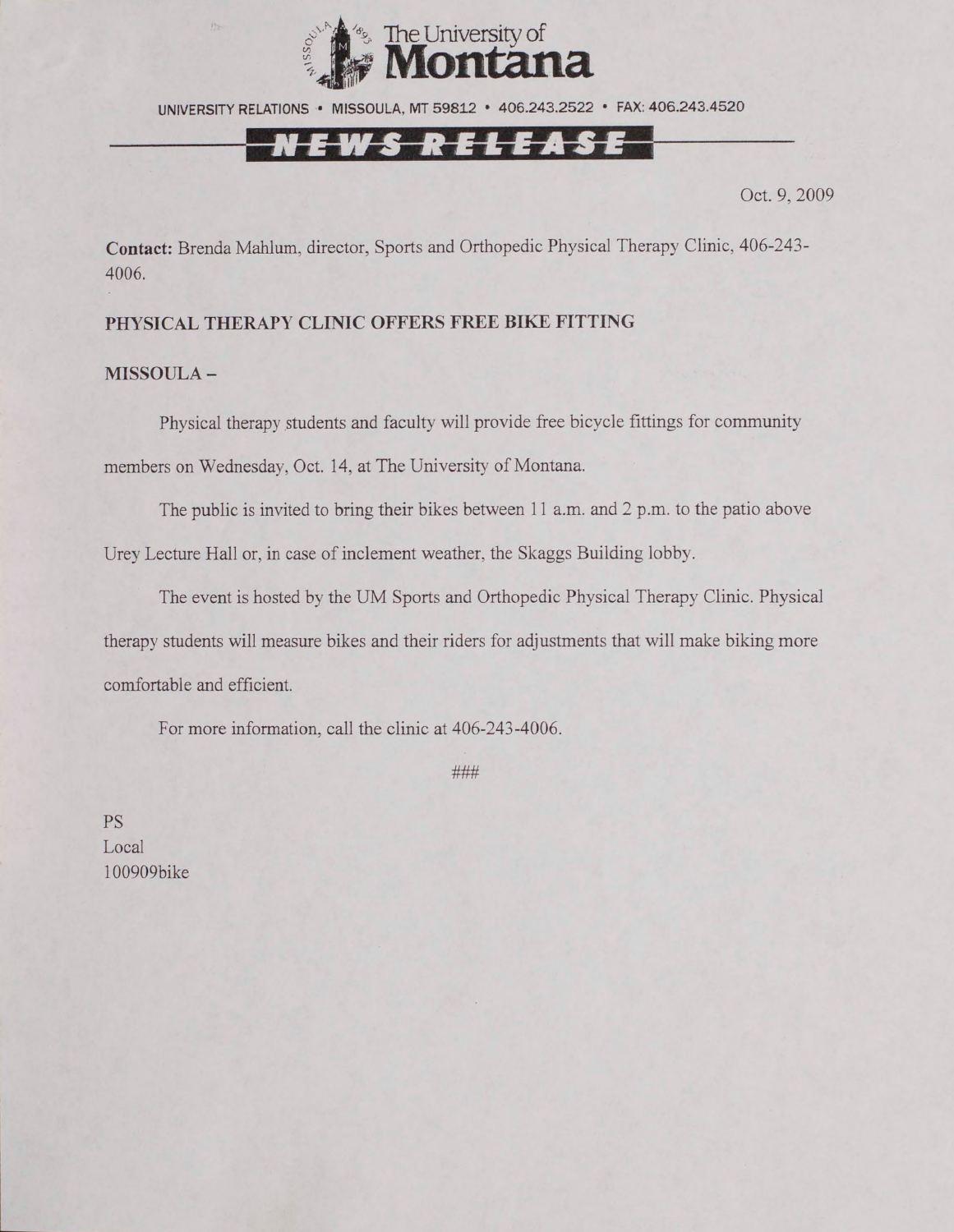The University of Montana

UNIVERSITY RELATIONS • MISSOULA, MT 59812 • 406.243.2522 • FAX: 406.243.4520

NEWS RELEASE

Oct. 9, 2009

**Contact:** Brenda Mahlum, director, Sports and Orthopedic Physical Therapy Clinic, 406-243-4006.

**PHYSICAL THERAPY CLINIC OFFERS FREE BIKE FITTING**

**MISSOULA –**

Physical therapy students and faculty will provide free bicycle fittings for community members on Wednesday, Oct. 14, at The University of Montana.

The public is invited to bring their bikes between 11 a.m. and 2 p.m. to the patio above Urey Lecture Hall or, in case of inclement weather, the Skaggs Building lobby.

The event is hosted by the UM Sports and Orthopedic Physical Therapy Clinic. Physical therapy students will measure bikes and their riders for adjustments that will make biking more comfortable and efficient.

For more information, call the clinic at 406-243-4006.

###

PS
Local
100909bike